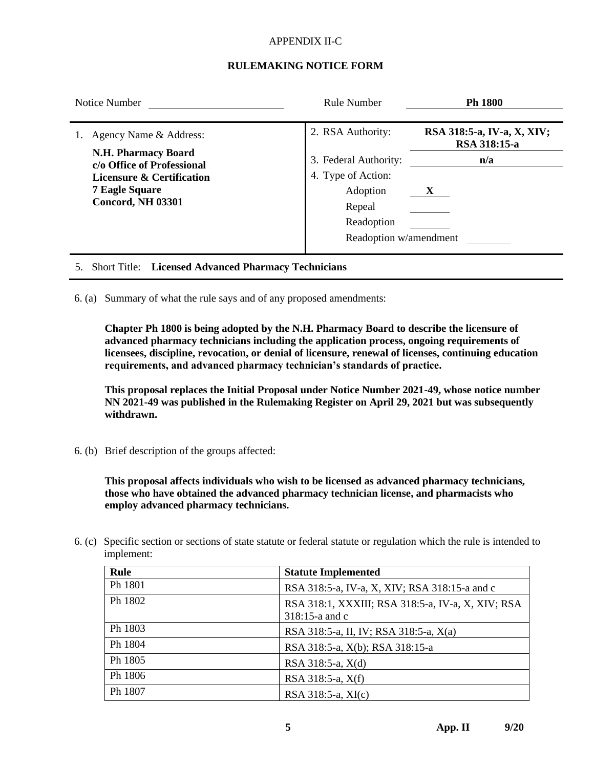APPENDIX II-C

## RULEMAKING NOTICE FORM

| Notice Number | | Rule Number | **Ph 1800** |
|---|---|---|---|

1. Agency Name & Address:

**N.H. Pharmacy Board**
**c/o Office of Professional Licensure & Certification**
**7 Eagle Square**
**Concord, NH 03301**

2. RSA Authority: **RSA 318:5-a, IV-a, X, XIV; RSA 318:15-a**

3. Federal Authority: **n/a**

4. Type of Action:
   - Adoption **X**
   - Repeal
   - Readoption
   - Readoption w/amendment

5. Short Title: **Licensed Advanced Pharmacy Technicians**

6. (a) Summary of what the rule says and of any proposed amendments:

**Chapter Ph 1800 is being adopted by the N.H. Pharmacy Board to describe the licensure of advanced pharmacy technicians including the application process, ongoing requirements of licensees, discipline, revocation, or denial of licensure, renewal of licenses, continuing education requirements, and advanced pharmacy technician's standards of practice.**

**This proposal replaces the Initial Proposal under Notice Number 2021-49, whose notice number NN 2021-49 was published in the Rulemaking Register on April 29, 2021 but was subsequently withdrawn.**

6. (b) Brief description of the groups affected:

**This proposal affects individuals who wish to be licensed as advanced pharmacy technicians, those who have obtained the advanced pharmacy technician license, and pharmacists who employ advanced pharmacy technicians.**

6. (c) Specific section or sections of state statute or federal statute or regulation which the rule is intended to implement:

| **Rule** | **Statute Implemented** |
|---|---|
| Ph 1801 | RSA 318:5-a, IV-a, X, XIV; RSA 318:15-a and c |
| Ph 1802 | RSA 318:1, XXXIII; RSA 318:5-a, IV-a, X, XIV; RSA 318:15-a and c |
| Ph 1803 | RSA 318:5-a, II, IV; RSA 318:5-a, X(a) |
| Ph 1804 | RSA 318:5-a, X(b); RSA 318:15-a |
| Ph 1805 | RSA 318:5-a, X(d) |
| Ph 1806 | RSA 318:5-a, X(f) |
| Ph 1807 | RSA 318:5-a, XI(c) |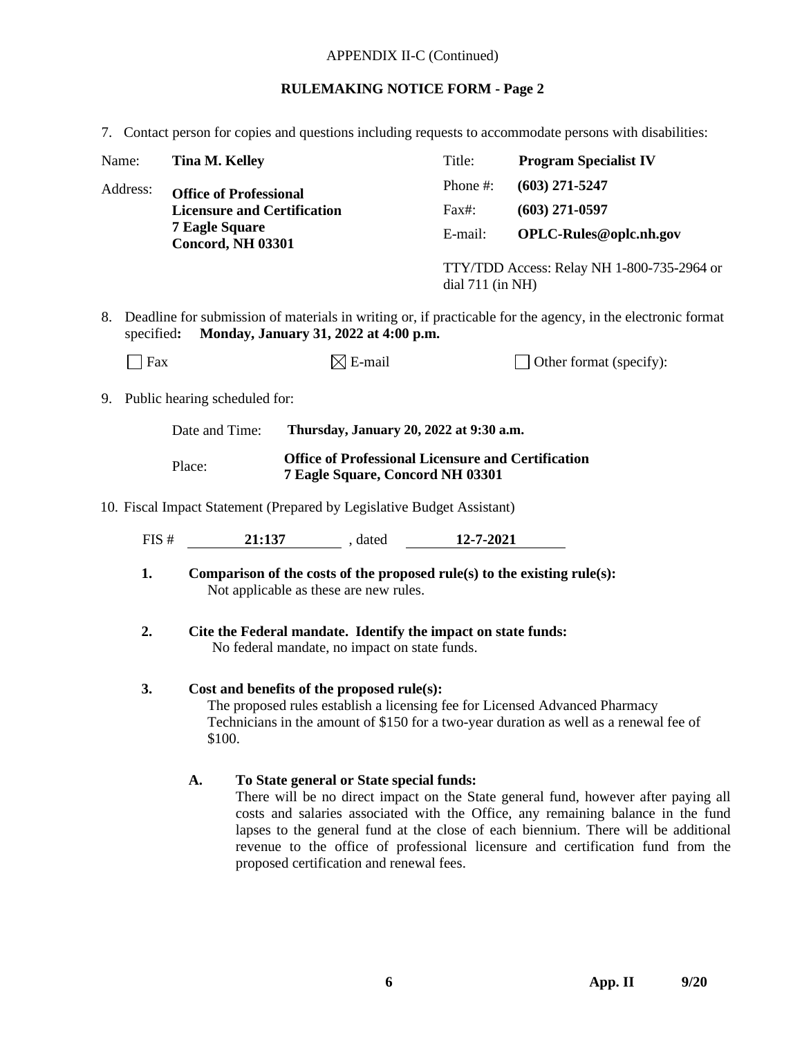APPENDIX II-C (Continued)

**RULEMAKING NOTICE FORM - Page 2**

7. Contact person for copies and questions including requests to accommodate persons with disabilities:

| | | | |
|---|---|---|---|
| Name: | **Tina M. Kelley** | Title: | **Program Specialist IV** |
| Address: | **Office of Professional Licensure and Certification 7 Eagle Square Concord, NH 03301** | Phone #: | **(603) 271-5247** |
| | | Fax#: | **(603) 271-0597** |
| | | E-mail: | **OPLC-Rules@oplc.nh.gov** |
| | | TTY/TDD Access: Relay NH 1-800-735-2964 or dial 711 (in NH) | |

8. Deadline for submission of materials in writing or, if practicable for the agency, in the electronic format specified**: Monday, January 31, 2022 at 4:00 p.m.**

☐ Fax ☒ E-mail ☐ Other format (specify):

9. Public hearing scheduled for:

Date and Time: **Thursday, January 20, 2022 at 9:30 a.m.**

Place: **Office of Professional Licensure and Certification 7 Eagle Square, Concord NH 03301**

10. Fiscal Impact Statement (Prepared by Legislative Budget Assistant)

FIS # **21:137** , dated **12-7-2021**

**1. Comparison of the costs of the proposed rule(s) to the existing rule(s):**
Not applicable as these are new rules.

**2. Cite the Federal mandate. Identify the impact on state funds:**
No federal mandate, no impact on state funds.

**3. Cost and benefits of the proposed rule(s):**
The proposed rules establish a licensing fee for Licensed Advanced Pharmacy Technicians in the amount of $150 for a two-year duration as well as a renewal fee of $100.

**A. To State general or State special funds:**
There will be no direct impact on the State general fund, however after paying all costs and salaries associated with the Office, any remaining balance in the fund lapses to the general fund at the close of each biennium. There will be additional revenue to the office of professional licensure and certification fund from the proposed certification and renewal fees.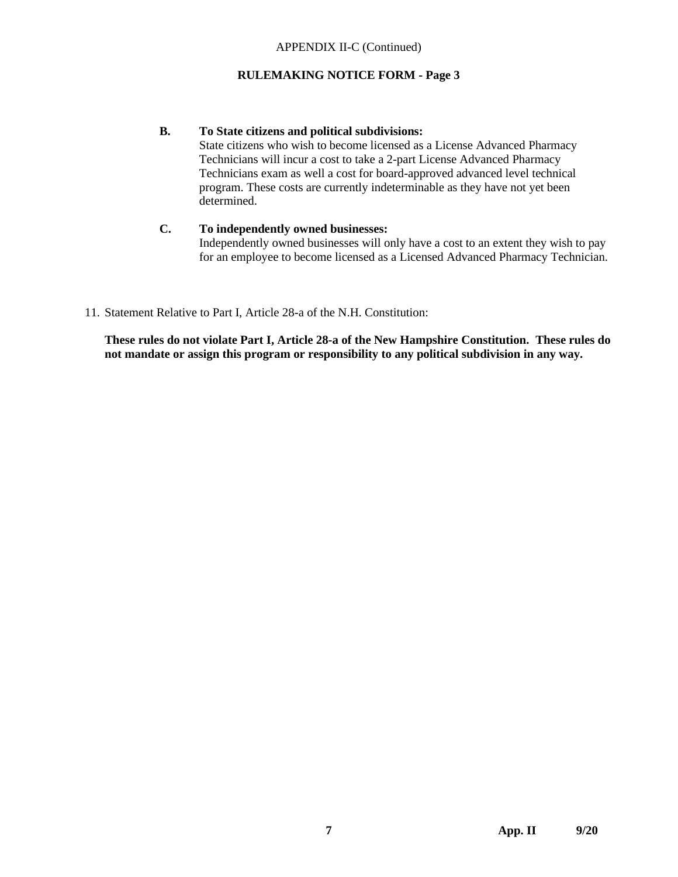APPENDIX II-C (Continued)

**RULEMAKING NOTICE FORM - Page 3**

**B. To State citizens and political subdivisions:**
State citizens who wish to become licensed as a License Advanced Pharmacy Technicians will incur a cost to take a 2-part License Advanced Pharmacy Technicians exam as well a cost for board-approved advanced level technical program. These costs are currently indeterminable as they have not yet been determined.

**C. To independently owned businesses:**
Independently owned businesses will only have a cost to an extent they wish to pay for an employee to become licensed as a Licensed Advanced Pharmacy Technician.

11. Statement Relative to Part I, Article 28-a of the N.H. Constitution:

**These rules do not violate Part I, Article 28-a of the New Hampshire Constitution. These rules do not mandate or assign this program or responsibility to any political subdivision in any way.**